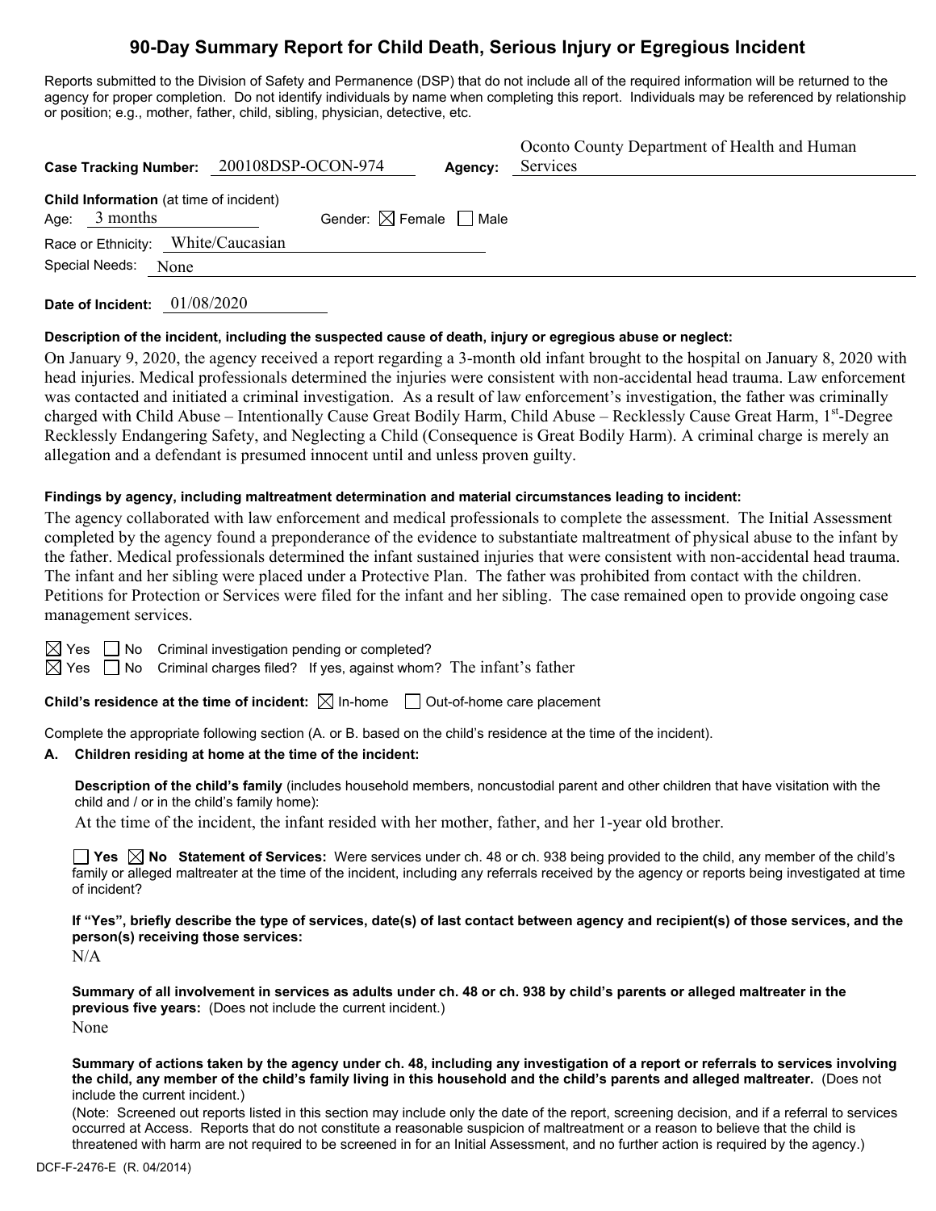# 90-Day Summary Report for Child Death, Serious Injury or Egregious Incident

Reports submitted to the Division of Safety and Permanence (DSP) that do not include all of the required information will be returned to the agency for proper completion. Do not identify individuals by name when completing this report. Individuals may be referenced by relationship or position; e.g., mother, father, child, sibling, physician, detective, etc.

**Case Tracking Number:** 200108DSP-OCON-974 **Agency:** Oconto County Department of Health and Human Services

**Child Information** (at time of incident)
Age: 3 months Gender: ☒ Female ☐ Male
Race or Ethnicity: White/Caucasian
Special Needs: None

**Date of Incident:** 01/08/2020

**Description of the incident, including the suspected cause of death, injury or egregious abuse or neglect:**

On January 9, 2020, the agency received a report regarding a 3-month old infant brought to the hospital on January 8, 2020 with head injuries. Medical professionals determined the injuries were consistent with non-accidental head trauma. Law enforcement was contacted and initiated a criminal investigation. As a result of law enforcement's investigation, the father was criminally charged with Child Abuse – Intentionally Cause Great Bodily Harm, Child Abuse – Recklessly Cause Great Harm, 1st-Degree Recklessly Endangering Safety, and Neglecting a Child (Consequence is Great Bodily Harm). A criminal charge is merely an allegation and a defendant is presumed innocent until and unless proven guilty.

**Findings by agency, including maltreatment determination and material circumstances leading to incident:**

The agency collaborated with law enforcement and medical professionals to complete the assessment. The Initial Assessment completed by the agency found a preponderance of the evidence to substantiate maltreatment of physical abuse to the infant by the father. Medical professionals determined the infant sustained injuries that were consistent with non-accidental head trauma. The infant and her sibling were placed under a Protective Plan. The father was prohibited from contact with the children. Petitions for Protection or Services were filed for the infant and her sibling. The case remained open to provide ongoing case management services.

☒ Yes ☐ No Criminal investigation pending or completed?
☒ Yes ☐ No Criminal charges filed? If yes, against whom? The infant's father

**Child's residence at the time of incident:** ☒ In-home ☐ Out-of-home care placement

Complete the appropriate following section (A. or B. based on the child's residence at the time of the incident).

**A. Children residing at home at the time of the incident:**

**Description of the child's family** (includes household members, noncustodial parent and other children that have visitation with the child and / or in the child's family home):

At the time of the incident, the infant resided with her mother, father, and her 1-year old brother.

☐ **Yes** ☒ **No Statement of Services:** Were services under ch. 48 or ch. 938 being provided to the child, any member of the child's family or alleged maltreater at the time of the incident, including any referrals received by the agency or reports being investigated at time of incident?

**If "Yes", briefly describe the type of services, date(s) of last contact between agency and recipient(s) of those services, and the person(s) receiving those services:**

N/A

**Summary of all involvement in services as adults under ch. 48 or ch. 938 by child's parents or alleged maltreater in the previous five years:** (Does not include the current incident.)

None

**Summary of actions taken by the agency under ch. 48, including any investigation of a report or referrals to services involving the child, any member of the child's family living in this household and the child's parents and alleged maltreater.** (Does not include the current incident.)

(Note: Screened out reports listed in this section may include only the date of the report, screening decision, and if a referral to services occurred at Access. Reports that do not constitute a reasonable suspicion of maltreatment or a reason to believe that the child is threatened with harm are not required to be screened in for an Initial Assessment, and no further action is required by the agency.)

DCF-F-2476-E (R. 04/2014)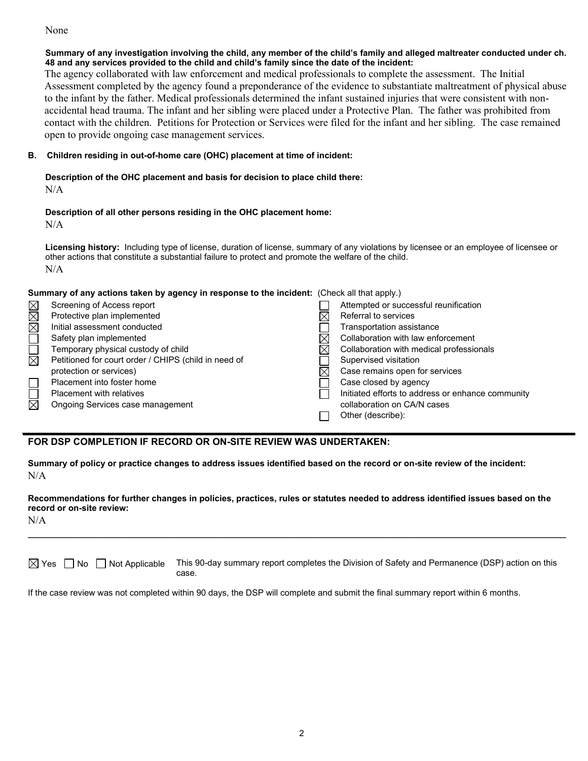None

**Summary of any investigation involving the child, any member of the child's family and alleged maltreater conducted under ch. 48 and any services provided to the child and child's family since the date of the incident:**

The agency collaborated with law enforcement and medical professionals to complete the assessment. The Initial Assessment completed by the agency found a preponderance of the evidence to substantiate maltreatment of physical abuse to the infant by the father. Medical professionals determined the infant sustained injuries that were consistent with non-accidental head trauma. The infant and her sibling were placed under a Protective Plan. The father was prohibited from contact with the children. Petitions for Protection or Services were filed for the infant and her sibling. The case remained open to provide ongoing case management services.

**B. Children residing in out-of-home care (OHC) placement at time of incident:**

**Description of the OHC placement and basis for decision to place child there:**
N/A

**Description of all other persons residing in the OHC placement home:**
N/A

**Licensing history:** Including type of license, duration of license, summary of any violations by licensee or an employee of licensee or other actions that constitute a substantial failure to protect and promote the welfare of the child.
N/A

**Summary of any actions taken by agency in response to the incident:** (Check all that apply.)

- ☒ Screening of Access report
- ☒ Protective plan implemented
- ☒ Initial assessment conducted
- ☐ Safety plan implemented
- ☐ Temporary physical custody of child
- ☒ Petitioned for court order / CHIPS (child in need of protection or services)
- ☐ Placement into foster home
- ☐ Placement with relatives
- ☒ Ongoing Services case management
- ☐ Attempted or successful reunification
- ☒ Referral to services
- ☐ Transportation assistance
- ☒ Collaboration with law enforcement
- ☒ Collaboration with medical professionals
- ☐ Supervised visitation
- ☒ Case remains open for services
- ☐ Case closed by agency
- ☐ Initiated efforts to address or enhance community collaboration on CA/N cases
- ☐ Other (describe):

## FOR DSP COMPLETION IF RECORD OR ON-SITE REVIEW WAS UNDERTAKEN:

**Summary of policy or practice changes to address issues identified based on the record or on-site review of the incident:**
N/A

**Recommendations for further changes in policies, practices, rules or statutes needed to address identified issues based on the record or on-site review:**
N/A

---

☒ Yes ☐ No ☐ Not Applicable This 90-day summary report completes the Division of Safety and Permanence (DSP) action on this case.

If the case review was not completed within 90 days, the DSP will complete and submit the final summary report within 6 months.